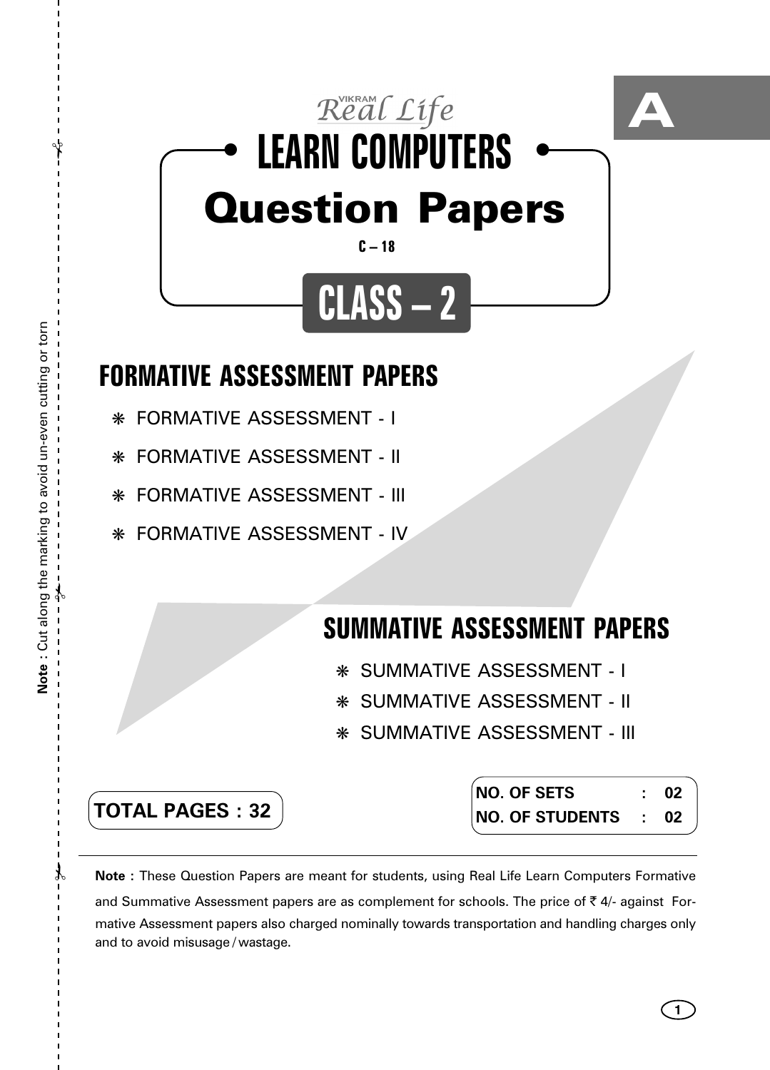A

VIKRAM *Real Life*

# LEARN COMPUTERS

# Question Papers

C – 18

# CLASS – 2

## FORMATIVE ASSESSMENT PAPERS

- FORMATIVE ASSESSMENT - I
- FORMATIVE ASSESSMENT - II
- FORMATIVE ASSESSMENT - III
- FORMATIVE ASSESSMENT - IV

## SUMMATIVE ASSESSMENT PAPERS

- SUMMATIVE ASSESSMENT - I
- SUMMATIVE ASSESSMENT - II
- SUMMATIVE ASSESSMENT - III

**TOTAL PAGES : 32**

**NO. OF SETS : 02**
**NO. OF STUDENTS : 02**

**Note :** These Question Papers are meant for students, using Real Life Learn Computers Formative and Summative Assessment papers are as complement for schools. The price of ₹ 4/- against Formative Assessment papers also charged nominally towards transportation and handling charges only and to avoid misusage / wastage.

**Note** : Cut along the marking to avoid un-even cutting or torn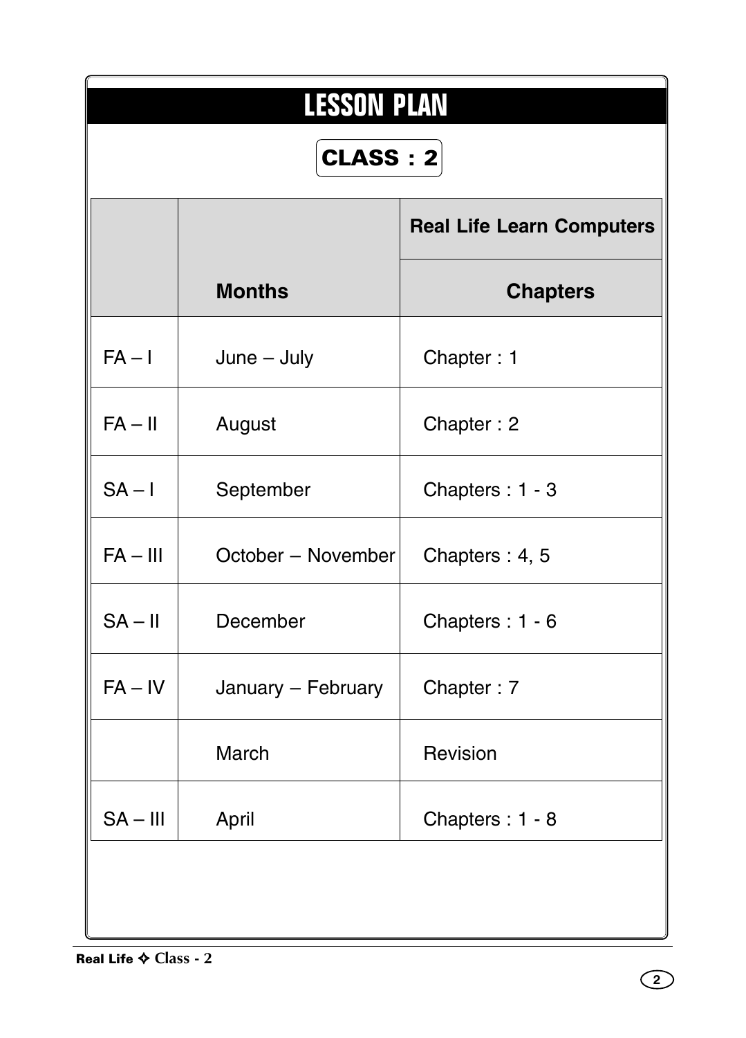# LESSON PLAN

## CLASS : 2

| | | Real Life Learn Computers |
|---|---|---|
| | **Months** | **Chapters** |
| FA – I | June – July | Chapter : 1 |
| FA – II | August | Chapter : 2 |
| SA – I | September | Chapters : 1 - 3 |
| FA – III | October – November | Chapters : 4, 5 |
| SA – II | December | Chapters : 1 - 6 |
| FA – IV | January – February | Chapter : 7 |
| | March | Revision |
| SA – III | April | Chapters : 1 - 8 |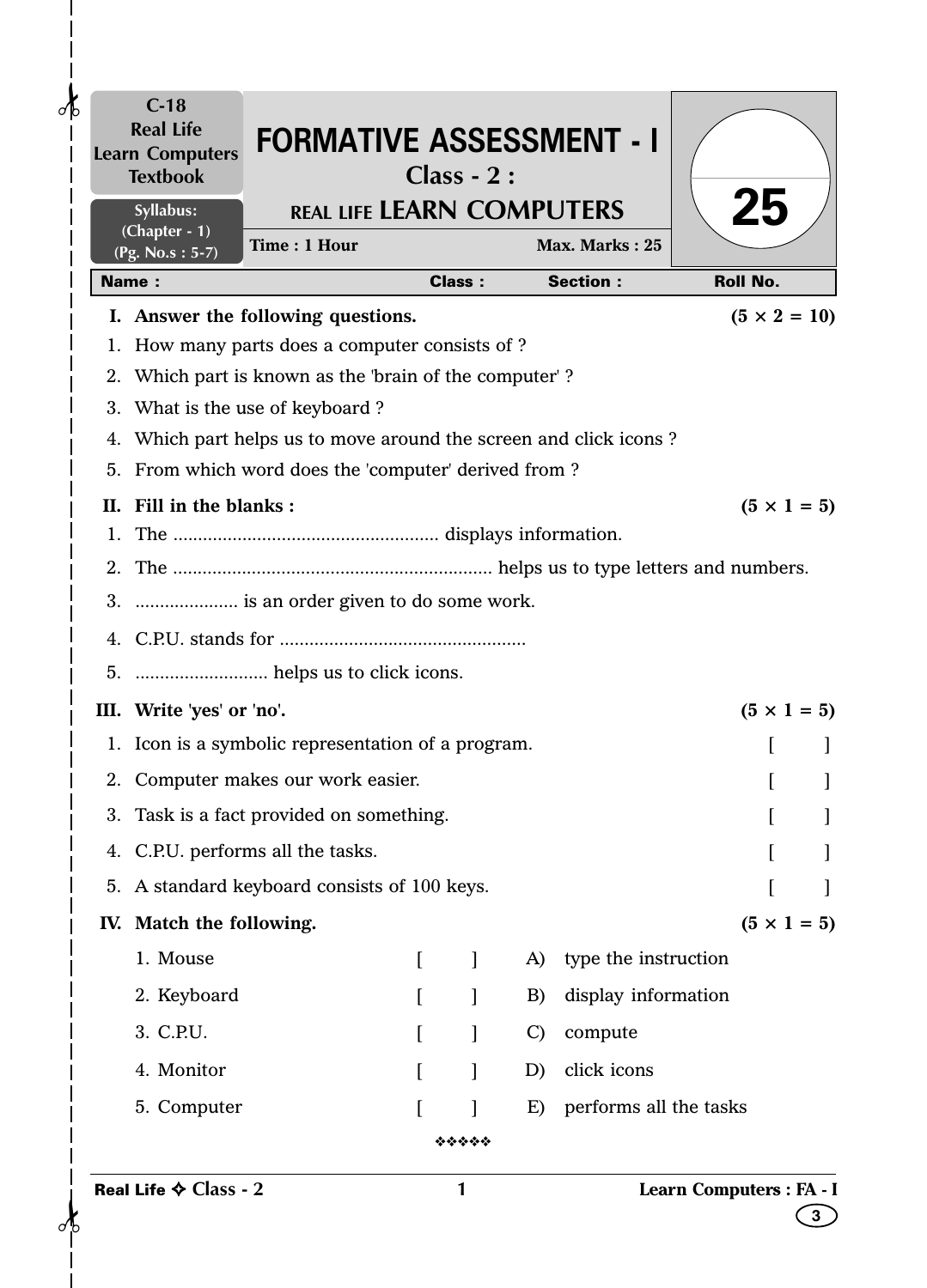| C-18 Real Life Learn Computers Textbook | **FORMATIVE ASSESSMENT - I** Class - 2 : REAL LIFE LEARN COMPUTERS | 25 |
|---|---|---|
| Syllabus: (Chapter - 1) (Pg. No.s : 5-7) | Time : 1 Hour &nbsp;&nbsp;&nbsp; Max. Marks : 25 | |

| Name : | Class : | Section : | Roll No. |
|---|---|---|---|

**I. Answer the following questions.** **(5 × 2 = 10)**

1. How many parts does a computer consists of ?
2. Which part is known as the 'brain of the computer' ?
3. What is the use of keyboard ?
4. Which part helps us to move around the screen and click icons ?
5. From which word does the 'computer' derived from ?

**II. Fill in the blanks :** **(5 × 1 = 5)**

1. The ..................................................... displays information.
2. The ................................................................ helps us to type letters and numbers.
3. .................... is an order given to do some work.
4. C.P.U. stands for .................................................
5. .......................... helps us to click icons.

**III. Write 'yes' or 'no'.** **(5 × 1 = 5)**

1. Icon is a symbolic representation of a program. [ ]
2. Computer makes our work easier. [ ]
3. Task is a fact provided on something. [ ]
4. C.P.U. performs all the tasks. [ ]
5. A standard keyboard consists of 100 keys. [ ]

**IV. Match the following.** **(5 × 1 = 5)**

| | | | |
|---|---|---|---|
| 1. Mouse | [ ] | A) | type the instruction |
| 2. Keyboard | [ ] | B) | display information |
| 3. C.P.U. | [ ] | C) | compute |
| 4. Monitor | [ ] | D) | click icons |
| 5. Computer | [ ] | E) | performs all the tasks |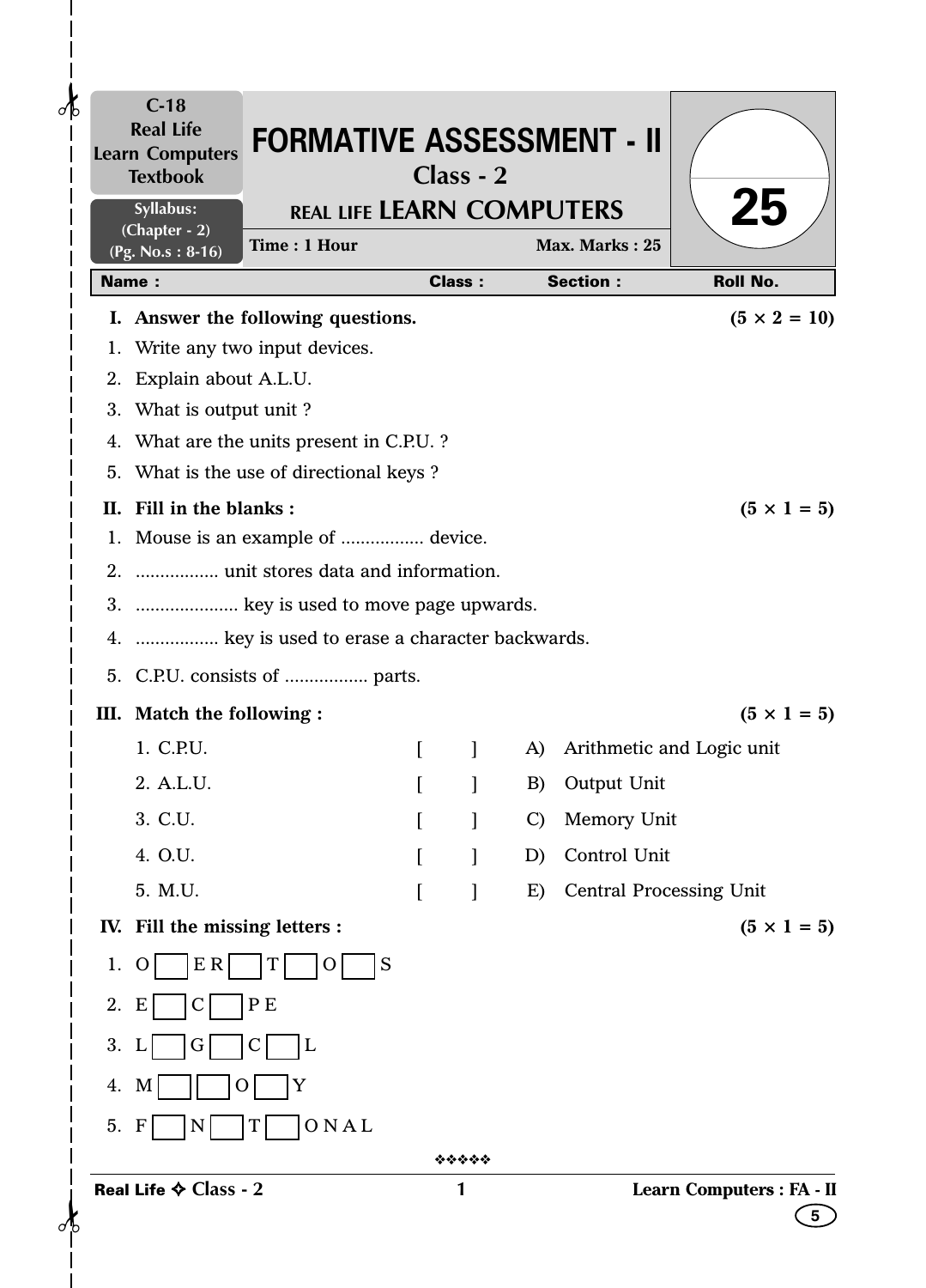C-18
Real Life
Learn Computers
Textbook

Syllabus:
(Chapter - 2)
(Pg. No.s : 8-16)

# FORMATIVE ASSESSMENT - II

## Class - 2

## REAL LIFE LEARN COMPUTERS

Time : 1 Hour Max. Marks : 25

25

| Name : | Class : | Section : | Roll No. |
|---|---|---|---|

**I. Answer the following questions.** **(5 × 2 = 10)**

1. Write any two input devices.
2. Explain about A.L.U.
3. What is output unit ?
4. What are the units present in C.P.U. ?
5. What is the use of directional keys ?

**II. Fill in the blanks :** **(5 × 1 = 5)**

1. Mouse is an example of ................. device.
2. ................. unit stores data and information.
3. ..................... key is used to move page upwards.
4. ................. key is used to erase a character backwards.
5. C.P.U. consists of ................. parts.

**III. Match the following :** **(5 × 1 = 5)**

| | | | |
|---|---|---|---|
| 1. C.P.U. | [ ] | A) | Arithmetic and Logic unit |
| 2. A.L.U. | [ ] | B) | Output Unit |
| 3. C.U. | [ ] | C) | Memory Unit |
| 4. O.U. | [ ] | D) | Control Unit |
| 5. M.U. | [ ] | E) | Central Processing Unit |

**IV. Fill the missing letters :** **(5 × 1 = 5)**

1. O [ ] E R [ ] T [ ] O [ ] S
2. E [ ] C [ ] P E
3. L [ ] G [ ] C [ ] L
4. M [ ] [ ] O [ ] Y
5. F [ ] N [ ] T [ ] O N A L

❖❖❖❖❖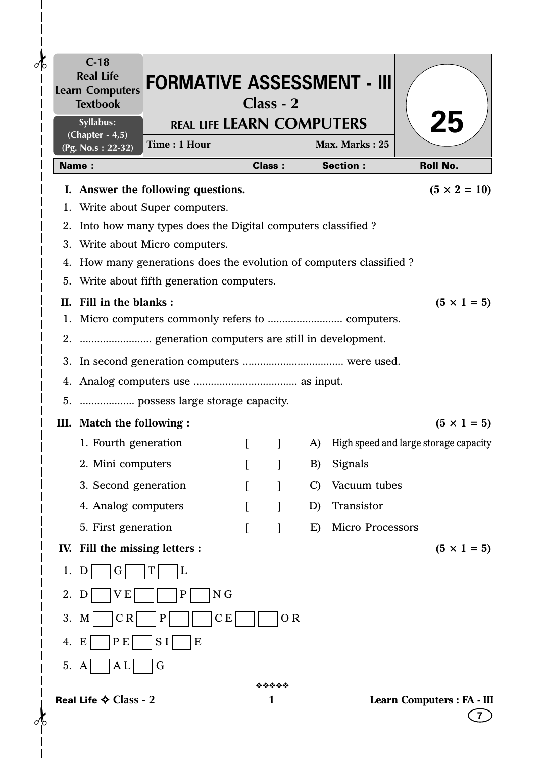| C-18 Real Life Learn Computers Textbook | FORMATIVE ASSESSMENT - III | |
|---|---|---|
| Syllabus: (Chapter - 4,5) (Pg. No.s : 22-32) | Class - 2 | 25 |
| | REAL LIFE LEARN COMPUTERS | |
| | Time : 1 Hour / Max. Marks : 25 | |

| Name : | Class : | Section : | Roll No. |
|---|---|---|---|

**I. Answer the following questions.** **(5 × 2 = 10)**

1. Write about Super computers.
2. Into how many types does the Digital computers classified ?
3. Write about Micro computers.
4. How many generations does the evolution of computers classified ?
5. Write about fifth generation computers.

**II. Fill in the blanks :** **(5 × 1 = 5)**

1. Micro computers commonly refers to .......................... computers.
2. ......................... generation computers are still in development.
3. In second generation computers .................................. were used.
4. Analog computers use ................................... as input.
5. ................... possess large storage capacity.

**III. Match the following :** **(5 × 1 = 5)**

| | | | |
|---|---|---|---|
| 1. Fourth generation | [ ] | A) | High speed and large storage capacity |
| 2. Mini computers | [ ] | B) | Signals |
| 3. Second generation | [ ] | C) | Vacuum tubes |
| 4. Analog computers | [ ] | D) | Transistor |
| 5. First generation | [ ] | E) | Micro Processors |

**IV. Fill the missing letters :** **(5 × 1 = 5)**

1. D ☐ G ☐ T ☐ L
2. D ☐ V E ☐ ☐ P ☐ N G
3. M ☐ C R ☐ P ☐ ☐ C E ☐ ☐ O R
4. E ☐ P E ☐ S I ☐ E
5. A ☐ A L ☐ G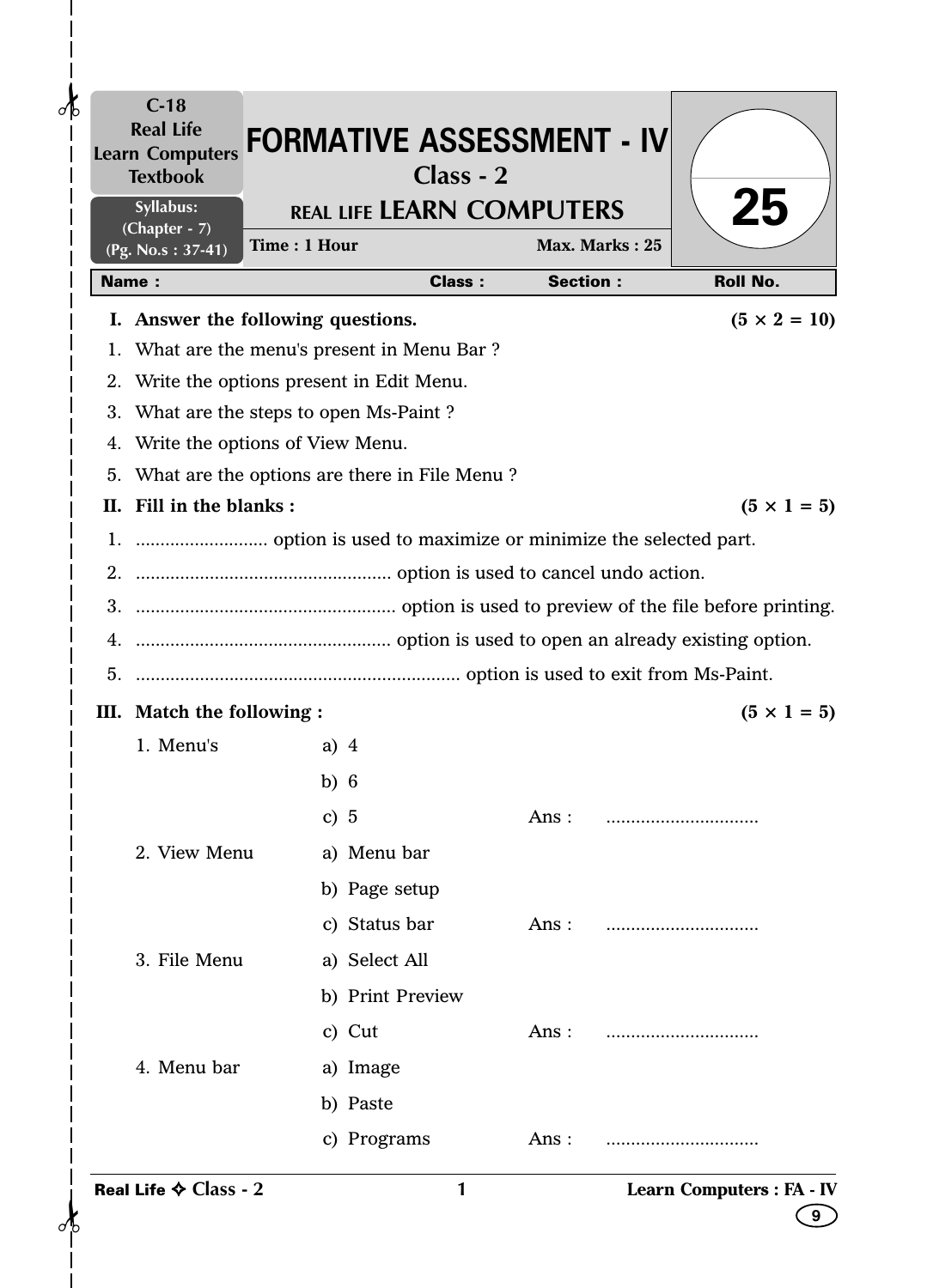C-18
Real Life
Learn Computers
Textbook

Syllabus:
(Chapter - 7)
(Pg. No.s : 37-41)

# FORMATIVE ASSESSMENT - IV

## Class - 2

## REAL LIFE LEARN COMPUTERS

**Time : 1 Hour** **Max. Marks : 25**

25

| Name : | Class : | Section : | Roll No. |
|---|---|---|---|

**I. Answer the following questions.** **(5 × 2 = 10)**

1. What are the menu's present in Menu Bar ?
2. Write the options present in Edit Menu.
3. What are the steps to open Ms-Paint ?
4. Write the options of View Menu.
5. What are the options are there in File Menu ?

**II. Fill in the blanks :** **(5 × 1 = 5)**

1. .......................... option is used to maximize or minimize the selected part.
2. .................................................... option is used to cancel undo action.
3. .................................................... option is used to preview of the file before printing.
4. .................................................... option is used to open an already existing option.
5. ................................................................. option is used to exit from Ms-Paint.

**III. Match the following :** **(5 × 1 = 5)**

1. Menu's
   a) 4
   b) 6
   c) 5 Ans : ..............................
2. View Menu
   a) Menu bar
   b) Page setup
   c) Status bar Ans : ..............................
3. File Menu
   a) Select All
   b) Print Preview
   c) Cut Ans : ..............................
4. Menu bar
   a) Image
   b) Paste
   c) Programs Ans : ..............................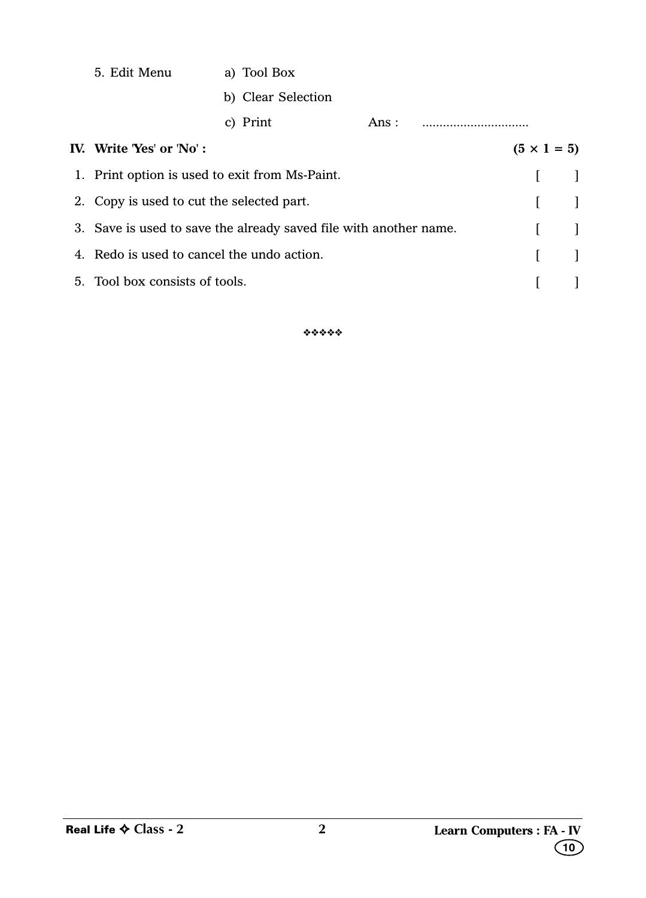5. Edit Menu

a) Tool Box

b) Clear Selection

c) Print  Ans : ...............................

**IV. Write 'Yes' or 'No' :** **(5 × 1 = 5)**

1. Print option is used to exit from Ms-Paint. [ ]
2. Copy is used to cut the selected part. [ ]
3. Save is used to save the already saved file with another name. [ ]
4. Redo is used to cancel the undo action. [ ]
5. Tool box consists of tools. [ ]

❖❖❖❖❖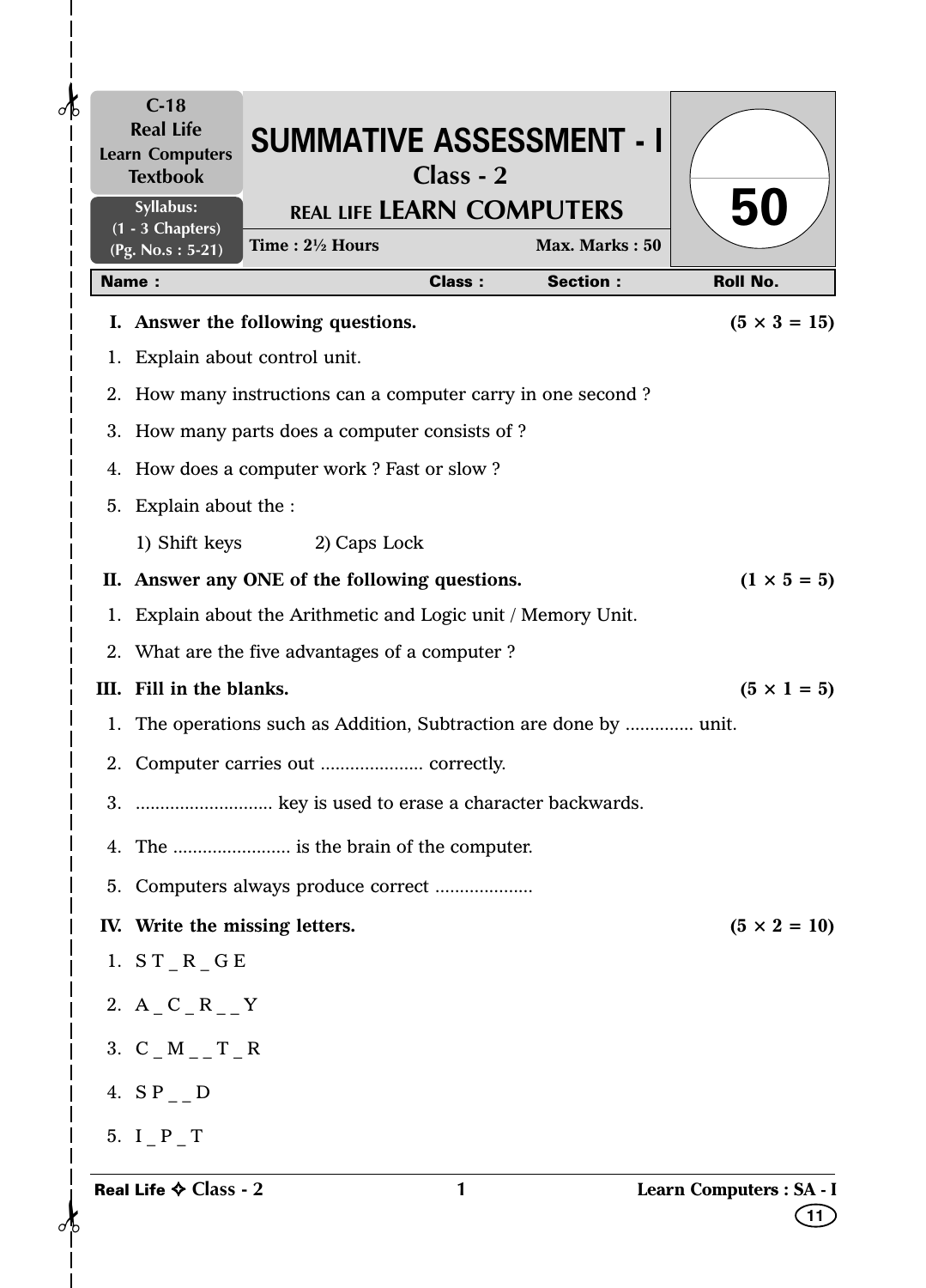C-18
Real Life
Learn Computers
Textbook

Syllabus:
(1 - 3 Chapters)
(Pg. No.s : 5-21)

# SUMMATIVE ASSESSMENT - I

## Class - 2

## REAL LIFE LEARN COMPUTERS

**Time : 2½ Hours** **Max. Marks : 50**

**50**

| Name : | Class : | Section : | Roll No. |
|---|---|---|---|

**I. Answer the following questions.** **(5 × 3 = 15)**

1. Explain about control unit.
2. How many instructions can a computer carry in one second ?
3. How many parts does a computer consists of ?
4. How does a computer work ? Fast or slow ?
5. Explain about the :

   1) Shift keys  2) Caps Lock

**II. Answer any ONE of the following questions.** **(1 × 5 = 5)**

1. Explain about the Arithmetic and Logic unit / Memory Unit.
2. What are the five advantages of a computer ?

**III. Fill in the blanks.** **(5 × 1 = 5)**

1. The operations such as Addition, Subtraction are done by .............. unit.
2. Computer carries out ..................... correctly.
3. ............................ key is used to erase a character backwards.
4. The ........................ is the brain of the computer.
5. Computers always produce correct ....................

**IV. Write the missing letters.** **(5 × 2 = 10)**

1. S T _ R _ G E
2. A _ C _ R _ _ Y
3. C _ M _ _ T _ R
4. S P _ _ D
5. I _ P _ T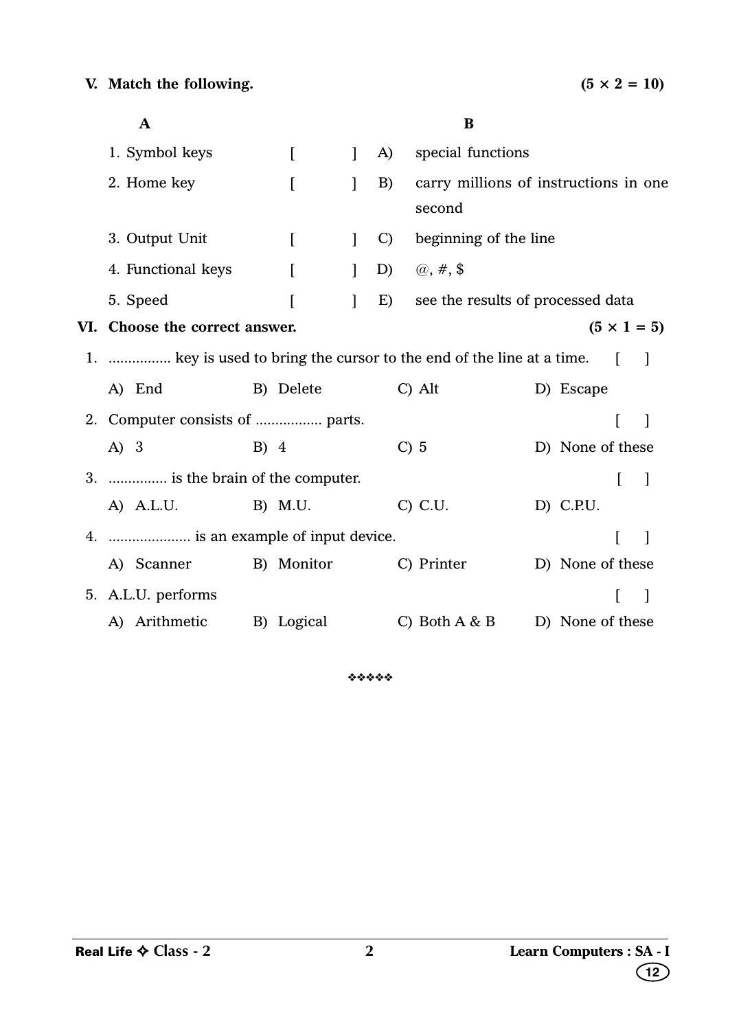## V. Match the following. (5 × 2 = 10)

| A | | | B |
|---|---|---|---|
| 1. Symbol keys | [ ] | A) | special functions |
| 2. Home key | [ ] | B) | carry millions of instructions in one second |
| 3. Output Unit | [ ] | C) | beginning of the line |
| 4. Functional keys | [ ] | D) | @, #, $ |
| 5. Speed | [ ] | E) | see the results of processed data |

## VI. Choose the correct answer. (5 × 1 = 5)

1. ................ key is used to bring the cursor to the end of the line at a time. [ ]

   A) End B) Delete C) Alt D) Escape

2. Computer consists of ................. parts. [ ]

   A) 3 B) 4 C) 5 D) None of these

3. .............. is the brain of the computer. [ ]

   A) A.L.U. B) M.U. C) C.U. D) C.P.U.

4. .................... is an example of input device. [ ]

   A) Scanner B) Monitor C) Printer D) None of these

5. A.L.U. performs [ ]

   A) Arithmetic B) Logical C) Both A & B D) None of these

❖❖❖❖❖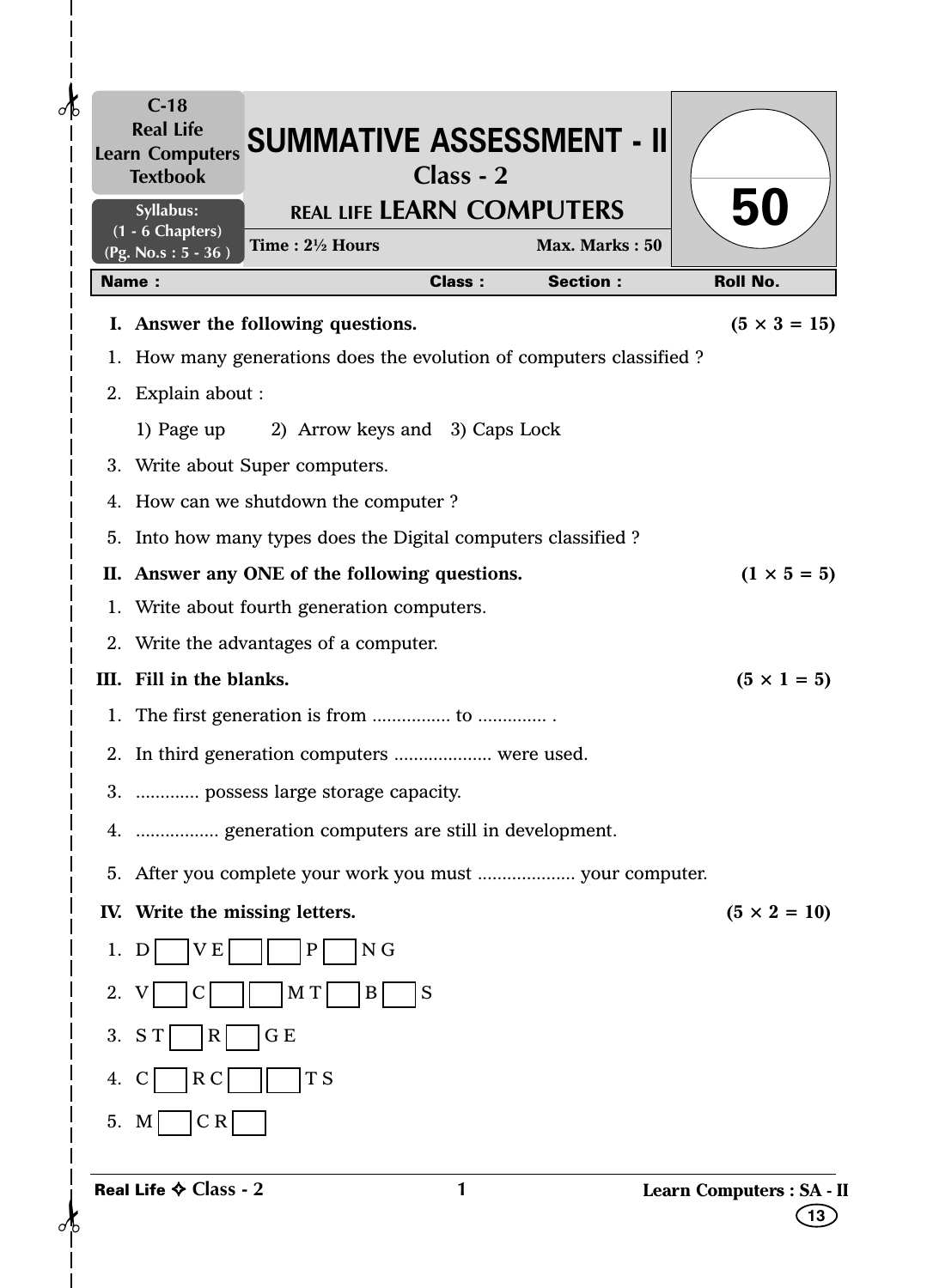C-18
Real Life
Learn Computers
Textbook

Syllabus:
(1 - 6 Chapters)
(Pg. No.s : 5 - 36 )

# SUMMATIVE ASSESSMENT - II

## Class - 2

## REAL LIFE LEARN COMPUTERS

Time : 2½ Hours Max. Marks : 50

50

| Name : | Class : | Section : | Roll No. |
|---|---|---|---|

**I. Answer the following questions.** **(5 × 3 = 15)**

1. How many generations does the evolution of computers classified ?
2. Explain about :

   1) Page up  2) Arrow keys and  3) Caps Lock
3. Write about Super computers.
4. How can we shutdown the computer ?
5. Into how many types does the Digital computers classified ?

**II. Answer any ONE of the following questions.** **(1 × 5 = 5)**

1. Write about fourth generation computers.
2. Write the advantages of a computer.

**III. Fill in the blanks.** **(5 × 1 = 5)**

1. The first generation is from ................ to .............. .
2. In third generation computers .................... were used.
3. ............. possess large storage capacity.
4. ................. generation computers are still in development.
5. After you complete your work you must .................... your computer.

**IV. Write the missing letters.** **(5 × 2 = 10)**

1. D [ ] V E [ ] [ ] P [ ] N G
2. V [ ] C [ ] [ ] M T [ ] B [ ] S
3. S T [ ] R [ ] G E
4. C [ ] R C [ ] [ ] T S
5. M [ ] C R [ ]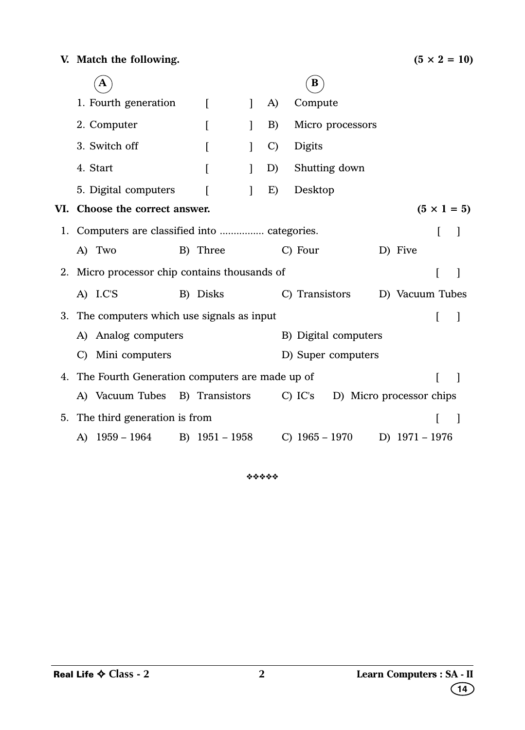## V. Match the following. (5 × 2 = 10)

| A | | | B |
|---|---|---|---|
| 1. Fourth generation | [ ] | A) | Compute |
| 2. Computer | [ ] | B) | Micro processors |
| 3. Switch off | [ ] | C) | Digits |
| 4. Start | [ ] | D) | Shutting down |
| 5. Digital computers | [ ] | E) | Desktop |

## VI. Choose the correct answer. (5 × 1 = 5)

1. Computers are classified into ................ categories. [ ]

   A) Two  B) Three  C) Four  D) Five

2. Micro processor chip contains thousands of [ ]

   A) I.C'S  B) Disks  C) Transistors  D) Vacuum Tubes

3. The computers which use signals as input [ ]

   A) Analog computers  B) Digital computers

   C) Mini computers  D) Super computers

4. The Fourth Generation computers are made up of [ ]

   A) Vacuum Tubes  B) Transistors  C) IC's  D) Micro processor chips

5. The third generation is from [ ]

   A) 1959 – 1964  B) 1951 – 1958  C) 1965 – 1970  D) 1971 – 1976

❖❖❖❖❖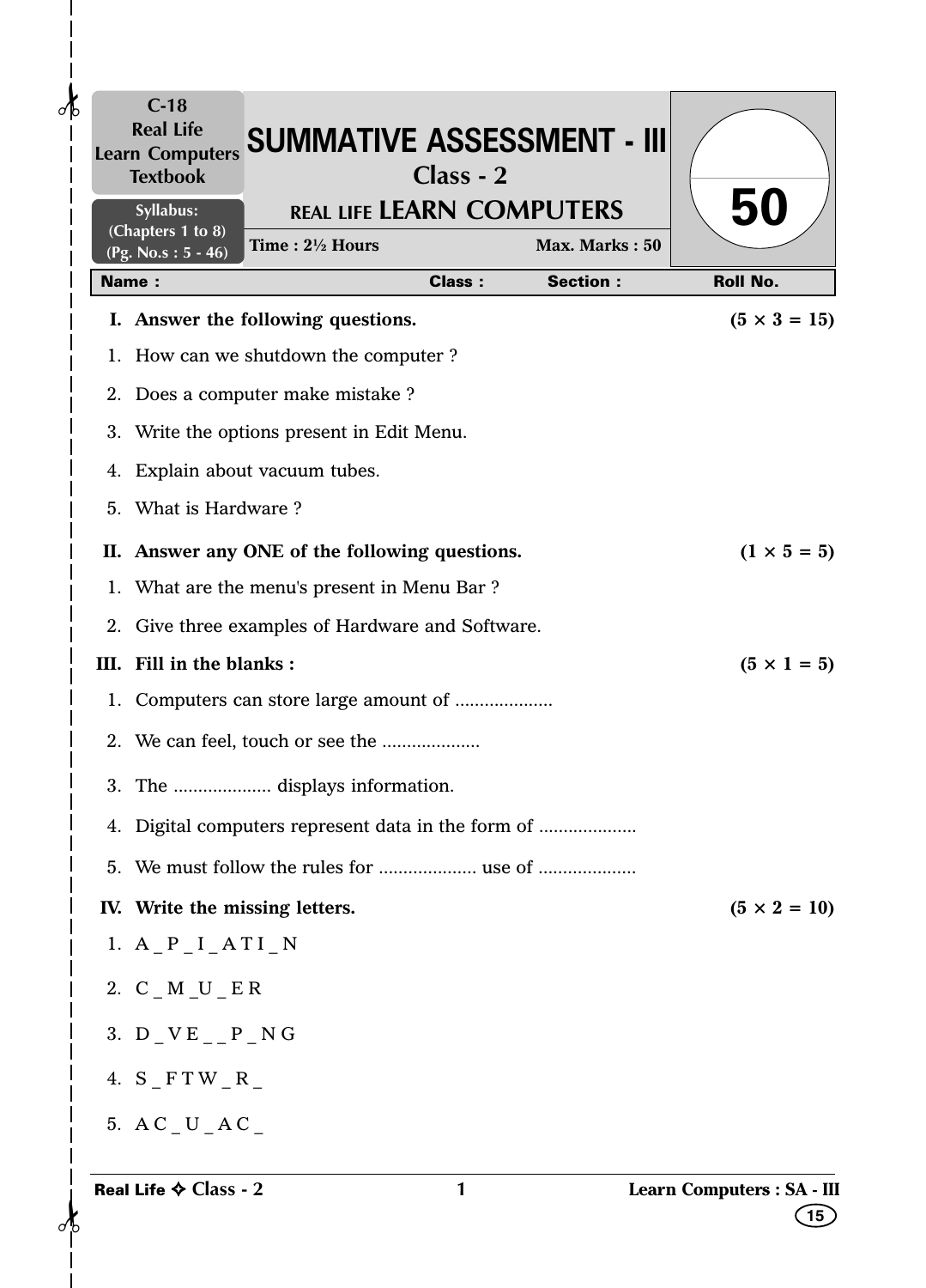C-18
Real Life
Learn Computers
Textbook

Syllabus:
(Chapters 1 to 8)
(Pg. No.s : 5 - 46)

# SUMMATIVE ASSESSMENT - III

## Class - 2

## REAL LIFE LEARN COMPUTERS

Time : 2½ Hours | Max. Marks : 50

**50**

| Name : | Class : | Section : | Roll No. |
|---|---|---|---|

**I. Answer the following questions.** **(5 × 3 = 15)**

1. How can we shutdown the computer ?
2. Does a computer make mistake ?
3. Write the options present in Edit Menu.
4. Explain about vacuum tubes.
5. What is Hardware ?

**II. Answer any ONE of the following questions.** **(1 × 5 = 5)**

1. What are the menu's present in Menu Bar ?
2. Give three examples of Hardware and Software.

**III. Fill in the blanks :** **(5 × 1 = 5)**

1. Computers can store large amount of ....................
2. We can feel, touch or see the ....................
3. The .................... displays information.
4. Digital computers represent data in the form of ....................
5. We must follow the rules for .................... use of ....................

**IV. Write the missing letters.** **(5 × 2 = 10)**

1. A _ P _ I _ A T I _ N
2. C _ M _U _ E R
3. D _ V E _ _ P _ N G
4. S _ F T W _ R _
5. A C _ U _ A C _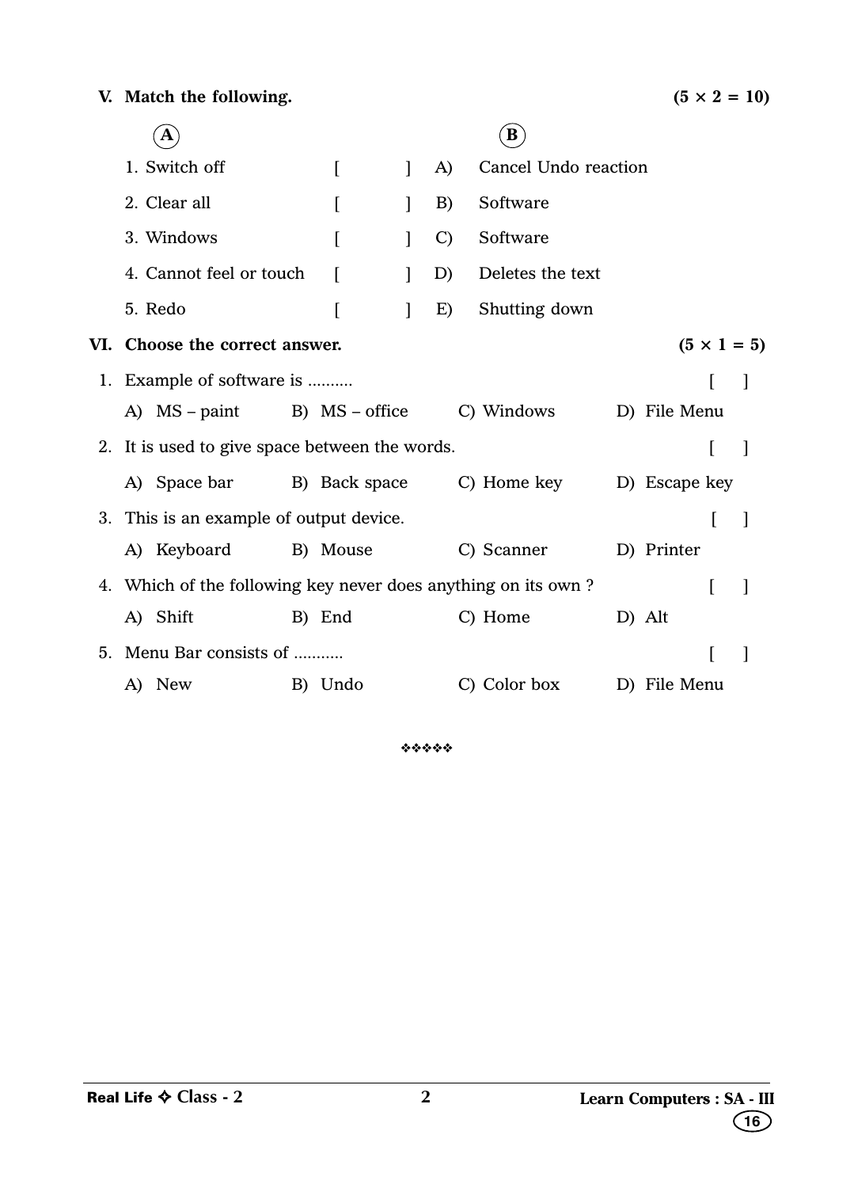**V. Match the following.** **(5 × 2 = 10)**

| A | | | B |
|---|---|---|---|
| 1. Switch off | [ ] | A) | Cancel Undo reaction |
| 2. Clear all | [ ] | B) | Software |
| 3. Windows | [ ] | C) | Software |
| 4. Cannot feel or touch | [ ] | D) | Deletes the text |
| 5. Redo | [ ] | E) | Shutting down |

**VI. Choose the correct answer.** **(5 × 1 = 5)**

1. Example of software is .......... [ ]

   A) MS – paint B) MS – office C) Windows D) File Menu

2. It is used to give space between the words. [ ]

   A) Space bar B) Back space C) Home key D) Escape key

3. This is an example of output device. [ ]

   A) Keyboard B) Mouse C) Scanner D) Printer

4. Which of the following key never does anything on its own ? [ ]

   A) Shift B) End C) Home D) Alt

5. Menu Bar consists of ........... [ ]

   A) New B) Undo C) Color box D) File Menu

❖❖❖❖❖